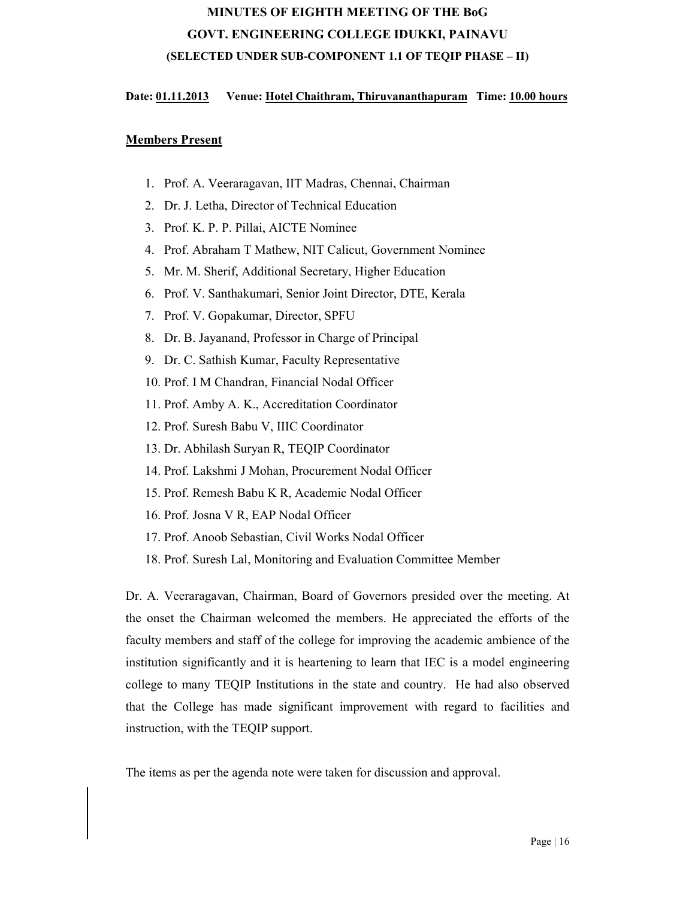# MINUTES OF EIGHTH MEETING OF THE BoG

## GOVT. ENGINEERING COLLEGE IDUKKI, PAINAVU

### (SELECTED UNDER SUB-COMPONENT 1.1 OF TEQIP PHASE – II)

**Date: 01.11.2013 Venue: Hotel Chaithram, Thiruvananthapuram Time: 10.00 hours**

**Members Present**

1. Prof. A. Veeraragavan, IIT Madras, Chennai, Chairman
2. Dr. J. Letha, Director of Technical Education
3. Prof. K. P. P. Pillai, AICTE Nominee
4. Prof. Abraham T Mathew, NIT Calicut, Government Nominee
5. Mr. M. Sherif, Additional Secretary, Higher Education
6. Prof. V. Santhakumari, Senior Joint Director, DTE, Kerala
7. Prof. V. Gopakumar, Director, SPFU
8. Dr. B. Jayanand, Professor in Charge of Principal
9. Dr. C. Sathish Kumar, Faculty Representative
10. Prof. I M Chandran, Financial Nodal Officer
11. Prof. Amby A. K., Accreditation Coordinator
12. Prof. Suresh Babu V, IIIC Coordinator
13. Dr. Abhilash Suryan R, TEQIP Coordinator
14. Prof. Lakshmi J Mohan, Procurement Nodal Officer
15. Prof. Remesh Babu K R, Academic Nodal Officer
16. Prof. Josna V R, EAP Nodal Officer
17. Prof. Anoob Sebastian, Civil Works Nodal Officer
18. Prof. Suresh Lal, Monitoring and Evaluation Committee Member

Dr. A. Veeraragavan, Chairman, Board of Governors presided over the meeting. At the onset the Chairman welcomed the members. He appreciated the efforts of the faculty members and staff of the college for improving the academic ambience of the institution significantly and it is heartening to learn that IEC is a model engineering college to many TEQIP Institutions in the state and country. He had also observed that the College has made significant improvement with regard to facilities and instruction, with the TEQIP support.

The items as per the agenda note were taken for discussion and approval.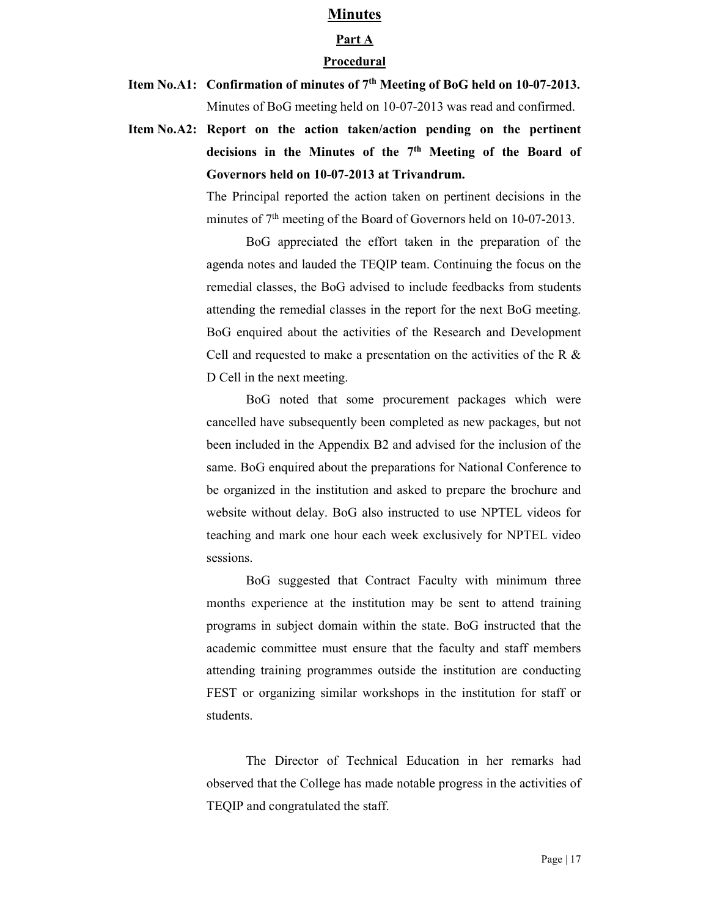# Minutes

## Part A

### Procedural

**Item No.A1: Confirmation of minutes of 7th Meeting of BoG held on 10-07-2013.**

Minutes of BoG meeting held on 10-07-2013 was read and confirmed.

**Item No.A2: Report on the action taken/action pending on the pertinent decisions in the Minutes of the 7th Meeting of the Board of Governors held on 10-07-2013 at Trivandrum.**

The Principal reported the action taken on pertinent decisions in the minutes of 7th meeting of the Board of Governors held on 10-07-2013.

BoG appreciated the effort taken in the preparation of the agenda notes and lauded the TEQIP team. Continuing the focus on the remedial classes, the BoG advised to include feedbacks from students attending the remedial classes in the report for the next BoG meeting. BoG enquired about the activities of the Research and Development Cell and requested to make a presentation on the activities of the R & D Cell in the next meeting.

BoG noted that some procurement packages which were cancelled have subsequently been completed as new packages, but not been included in the Appendix B2 and advised for the inclusion of the same. BoG enquired about the preparations for National Conference to be organized in the institution and asked to prepare the brochure and website without delay. BoG also instructed to use NPTEL videos for teaching and mark one hour each week exclusively for NPTEL video sessions.

BoG suggested that Contract Faculty with minimum three months experience at the institution may be sent to attend training programs in subject domain within the state. BoG instructed that the academic committee must ensure that the faculty and staff members attending training programmes outside the institution are conducting FEST or organizing similar workshops in the institution for staff or students.

The Director of Technical Education in her remarks had observed that the College has made notable progress in the activities of TEQIP and congratulated the staff.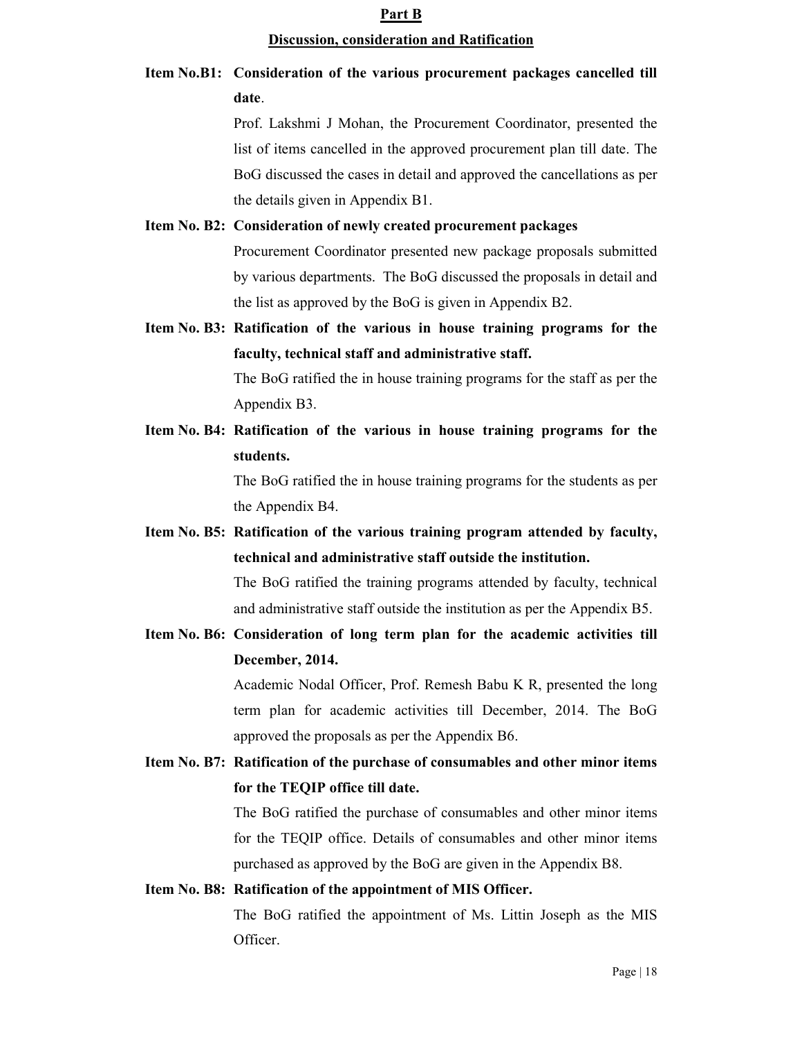## Part B

### Discussion, consideration and Ratification

**Item No.B1: Consideration of the various procurement packages cancelled till date.**

Prof. Lakshmi J Mohan, the Procurement Coordinator, presented the list of items cancelled in the approved procurement plan till date. The BoG discussed the cases in detail and approved the cancellations as per the details given in Appendix B1.

**Item No. B2: Consideration of newly created procurement packages**

Procurement Coordinator presented new package proposals submitted by various departments. The BoG discussed the proposals in detail and the list as approved by the BoG is given in Appendix B2.

**Item No. B3: Ratification of the various in house training programs for the faculty, technical staff and administrative staff.**

The BoG ratified the in house training programs for the staff as per the Appendix B3.

**Item No. B4: Ratification of the various in house training programs for the students.**

The BoG ratified the in house training programs for the students as per the Appendix B4.

**Item No. B5: Ratification of the various training program attended by faculty, technical and administrative staff outside the institution.**

The BoG ratified the training programs attended by faculty, technical and administrative staff outside the institution as per the Appendix B5.

**Item No. B6: Consideration of long term plan for the academic activities till December, 2014.**

Academic Nodal Officer, Prof. Remesh Babu K R, presented the long term plan for academic activities till December, 2014. The BoG approved the proposals as per the Appendix B6.

**Item No. B7: Ratification of the purchase of consumables and other minor items for the TEQIP office till date.**

The BoG ratified the purchase of consumables and other minor items for the TEQIP office. Details of consumables and other minor items purchased as approved by the BoG are given in the Appendix B8.

**Item No. B8: Ratification of the appointment of MIS Officer.**

The BoG ratified the appointment of Ms. Littin Joseph as the MIS Officer.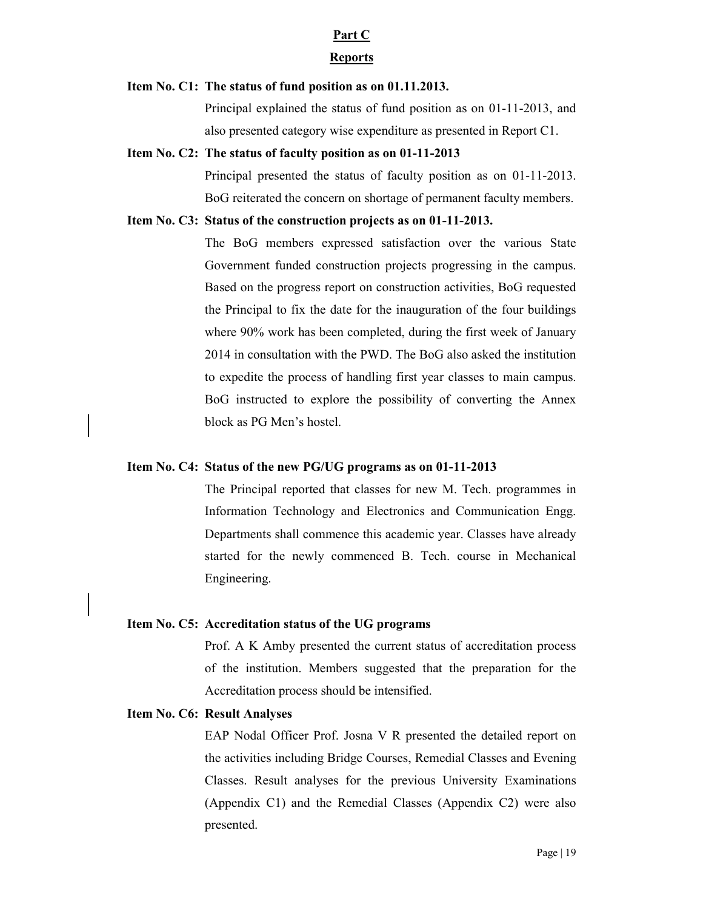## Part C

## Reports

**Item No. C1: The status of fund position as on 01.11.2013.**

Principal explained the status of fund position as on 01-11-2013, and also presented category wise expenditure as presented in Report C1.

**Item No. C2: The status of faculty position as on 01-11-2013**

Principal presented the status of faculty position as on 01-11-2013. BoG reiterated the concern on shortage of permanent faculty members.

**Item No. C3: Status of the construction projects as on 01-11-2013.**

The BoG members expressed satisfaction over the various State Government funded construction projects progressing in the campus. Based on the progress report on construction activities, BoG requested the Principal to fix the date for the inauguration of the four buildings where 90% work has been completed, during the first week of January 2014 in consultation with the PWD. The BoG also asked the institution to expedite the process of handling first year classes to main campus. BoG instructed to explore the possibility of converting the Annex block as PG Men's hostel.

**Item No. C4: Status of the new PG/UG programs as on 01-11-2013**

The Principal reported that classes for new M. Tech. programmes in Information Technology and Electronics and Communication Engg. Departments shall commence this academic year. Classes have already started for the newly commenced B. Tech. course in Mechanical Engineering.

**Item No. C5: Accreditation status of the UG programs**

Prof. A K Amby presented the current status of accreditation process of the institution. Members suggested that the preparation for the Accreditation process should be intensified.

**Item No. C6: Result Analyses**

EAP Nodal Officer Prof. Josna V R presented the detailed report on the activities including Bridge Courses, Remedial Classes and Evening Classes. Result analyses for the previous University Examinations (Appendix C1) and the Remedial Classes (Appendix C2) were also presented.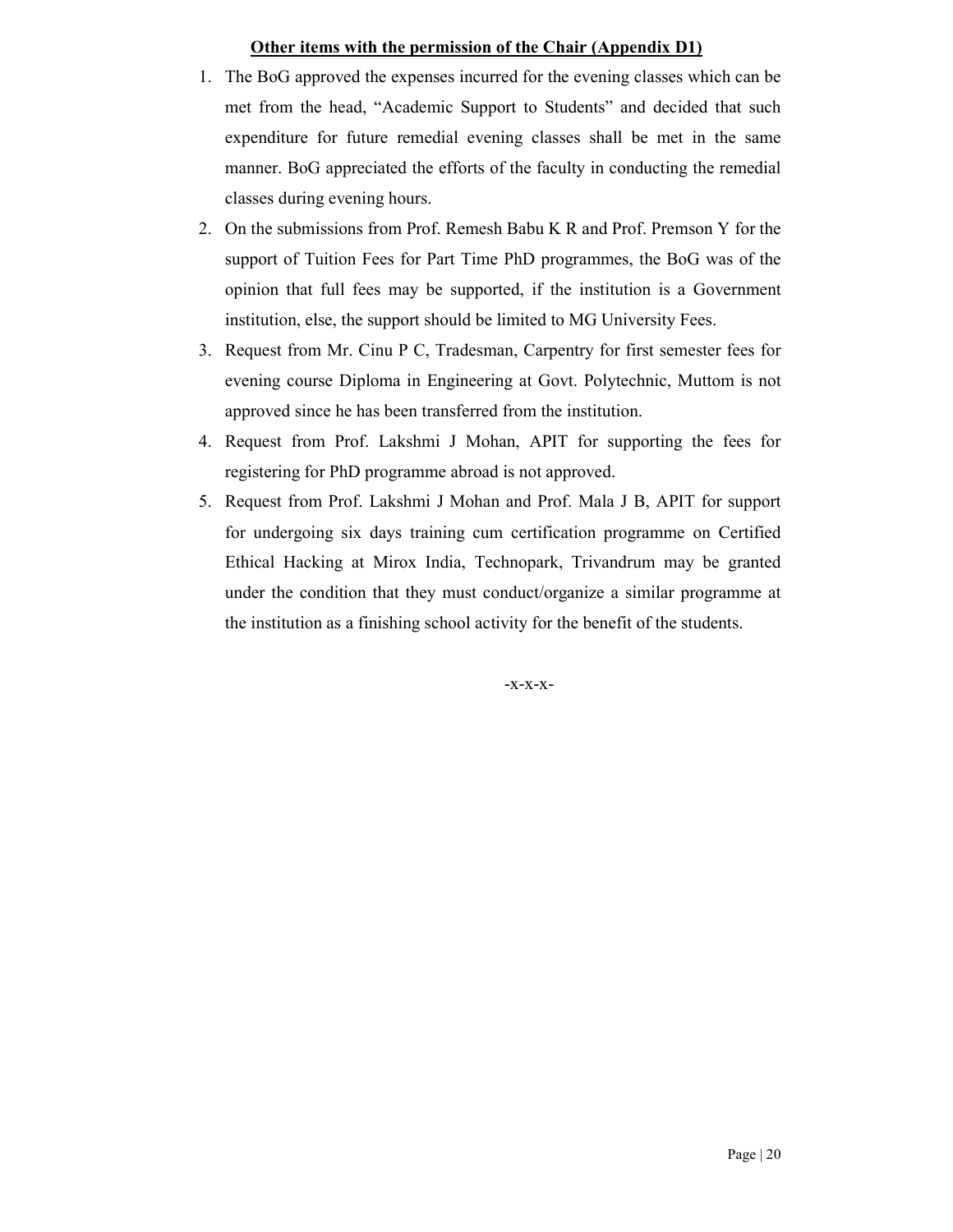**Other items with the permission of the Chair (Appendix D1)**

1. The BoG approved the expenses incurred for the evening classes which can be met from the head, “Academic Support to Students” and decided that such expenditure for future remedial evening classes shall be met in the same manner. BoG appreciated the efforts of the faculty in conducting the remedial classes during evening hours.
2. On the submissions from Prof. Remesh Babu K R and Prof. Premson Y for the support of Tuition Fees for Part Time PhD programmes, the BoG was of the opinion that full fees may be supported, if the institution is a Government institution, else, the support should be limited to MG University Fees.
3. Request from Mr. Cinu P C, Tradesman, Carpentry for first semester fees for evening course Diploma in Engineering at Govt. Polytechnic, Muttom is not approved since he has been transferred from the institution.
4. Request from Prof. Lakshmi J Mohan, APIT for supporting the fees for registering for PhD programme abroad is not approved.
5. Request from Prof. Lakshmi J Mohan and Prof. Mala J B, APIT for support for undergoing six days training cum certification programme on Certified Ethical Hacking at Mirox India, Technopark, Trivandrum may be granted under the condition that they must conduct/organize a similar programme at the institution as a finishing school activity for the benefit of the students.

-x-x-x-